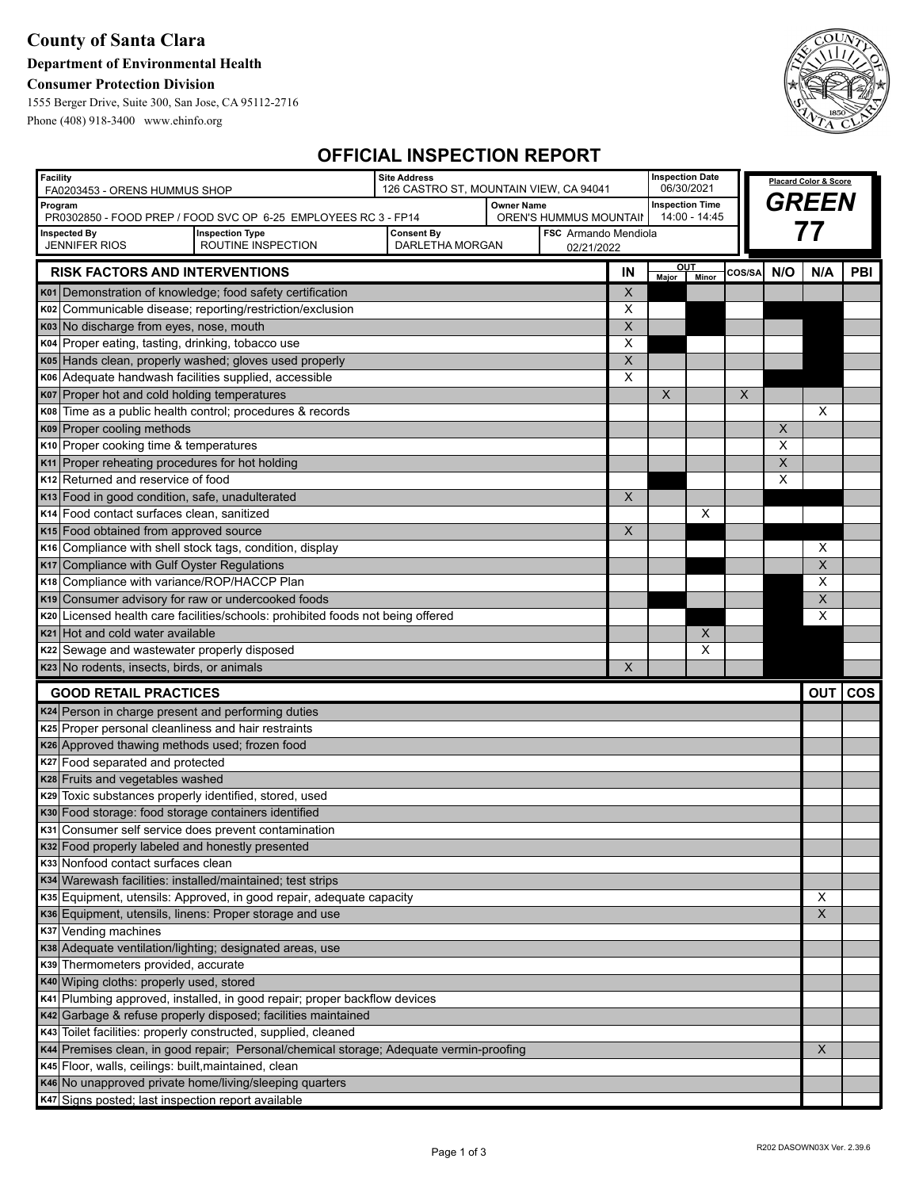# County of Santa Clara

**Department of Environmental Health**

**Consumer Protection Division**

1555 Berger Drive, Suite 300, San Jose, CA 95112-2716

Phone (408) 918-3400 www.ehinfo.org

## OFFICIAL INSPECTION REPORT

| Facility | Site Address | Inspection Date | Placard Color & Score |
|---|---|---|---|
| FA0203453 - ORENS HUMMUS SHOP | 126 CASTRO ST, MOUNTAIN VIEW, CA 94041 | 06/30/2021 | **GREEN** |

| Program | Owner Name | Inspection Time | |
|---|---|---|---|
| PR0302850 - FOOD PREP / FOOD SVC OP 6-25 EMPLOYEES RC 3 - FP14 | OREN'S HUMMUS MOUNTAIN | 14:00 - 14:45 | **77** |

| Inspected By | Inspection Type | Consent By | FSC |
|---|---|---|---|
| JENNIFER RIOS | ROUTINE INSPECTION | DARLETHA MORGAN | Armando Mendiola 02/21/2022 |

| RISK FACTORS AND INTERVENTIONS | IN | OUT Major | OUT Minor | COS/SA | N/O | N/A | PBI |
|---|---|---|---|---|---|---|---|
| K01 Demonstration of knowledge; food safety certification | X | | | | | | |
| K02 Communicable disease; reporting/restriction/exclusion | X | | | | | | |
| K03 No discharge from eyes, nose, mouth | X | | | | | | |
| K04 Proper eating, tasting, drinking, tobacco use | X | | | | | | |
| K05 Hands clean, properly washed; gloves used properly | X | | | | | | |
| K06 Adequate handwash facilities supplied, accessible | X | | | | | | |
| K07 Proper hot and cold holding temperatures | | X | | X | | | |
| K08 Time as a public health control; procedures & records | | | | | | X | |
| K09 Proper cooling methods | | | | | X | | |
| K10 Proper cooking time & temperatures | | | | | X | | |
| K11 Proper reheating procedures for hot holding | | | | | X | | |
| K12 Returned and reservice of food | | | | | X | | |
| K13 Food in good condition, safe, unadulterated | X | | | | | | |
| K14 Food contact surfaces clean, sanitized | | | X | | | | |
| K15 Food obtained from approved source | X | | | | | | |
| K16 Compliance with shell stock tags, condition, display | | | | | | X | |
| K17 Compliance with Gulf Oyster Regulations | | | | | | X | |
| K18 Compliance with variance/ROP/HACCP Plan | | | | | | X | |
| K19 Consumer advisory for raw or undercooked foods | | | | | | X | |
| K20 Licensed health care facilities/schools: prohibited foods not being offered | | | | | | X | |
| K21 Hot and cold water available | | | X | | | | |
| K22 Sewage and wastewater properly disposed | | | X | | | | |
| K23 No rodents, insects, birds, or animals | X | | | | | | |

| GOOD RETAIL PRACTICES | OUT | COS |
|---|---|---|
| K24 Person in charge present and performing duties | | |
| K25 Proper personal cleanliness and hair restraints | | |
| K26 Approved thawing methods used; frozen food | | |
| K27 Food separated and protected | | |
| K28 Fruits and vegetables washed | | |
| K29 Toxic substances properly identified, stored, used | | |
| K30 Food storage: food storage containers identified | | |
| K31 Consumer self service does prevent contamination | | |
| K32 Food properly labeled and honestly presented | | |
| K33 Nonfood contact surfaces clean | | |
| K34 Warewash facilities: installed/maintained; test strips | | |
| K35 Equipment, utensils: Approved, in good repair, adequate capacity | X | |
| K36 Equipment, utensils, linens: Proper storage and use | X | |
| K37 Vending machines | | |
| K38 Adequate ventilation/lighting; designated areas, use | | |
| K39 Thermometers provided, accurate | | |
| K40 Wiping cloths: properly used, stored | | |
| K41 Plumbing approved, installed, in good repair; proper backflow devices | | |
| K42 Garbage & refuse properly disposed; facilities maintained | | |
| K43 Toilet facilities: properly constructed, supplied, cleaned | | |
| K44 Premises clean, in good repair; Personal/chemical storage; Adequate vermin-proofing | X | |
| K45 Floor, walls, ceilings: built,maintained, clean | | |
| K46 No unapproved private home/living/sleeping quarters | | |
| K47 Signs posted; last inspection report available | | |

R202 DASOWN03X Ver. 2.39.6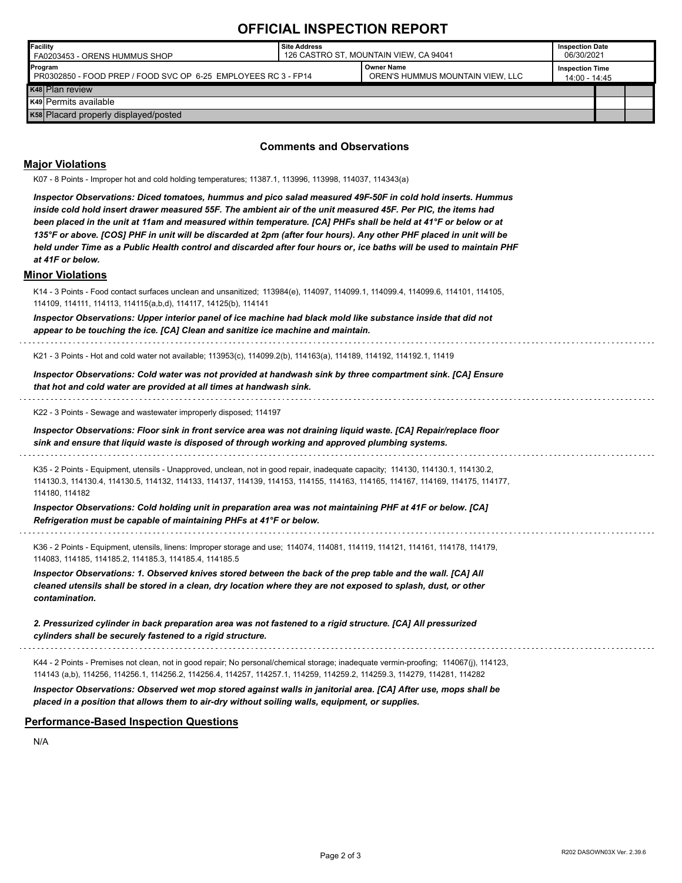# OFFICIAL INSPECTION REPORT

| Facility | Site Address | | Inspection Date |
|---|---|---|---|
| FA0203453 - ORENS HUMMUS SHOP | 126 CASTRO ST, MOUNTAIN VIEW, CA 94041 | | 06/30/2021 |
| **Program** | | **Owner Name** | **Inspection Time** |
| PR0302850 - FOOD PREP / FOOD SVC OP 6-25 EMPLOYEES RC 3 - FP14 | | OREN'S HUMMUS MOUNTAIN VIEW, LLC | 14:00 - 14:45 |

| | | | |
|---|---|---|---|
| K48 | Plan review | | |
| K49 | Permits available | | |
| K58 | Placard properly displayed/posted | | |

### Comments and Observations

## Major Violations

K07 - 8 Points - Improper hot and cold holding temperatures; 11387.1, 113996, 113998, 114037, 114343(a)

***Inspector Observations: Diced tomatoes, hummus and pico salad measured 49F-50F in cold hold inserts. Hummus inside cold hold insert drawer measured 55F. The ambient air of the unit measured 45F. Per PIC, the items had been placed in the unit at 11am and measured within temperature. [CA] PHFs shall be held at 41°F or below or at 135°F or above. [COS] PHF in unit will be discarded at 2pm (after four hours). Any other PHF placed in unit will be held under Time as a Public Health control and discarded after four hours or, ice baths will be used to maintain PHF at 41F or below.***

## Minor Violations

K14 - 3 Points - Food contact surfaces unclean and unsanitized; 113984(e), 114097, 114099.1, 114099.4, 114099.6, 114101, 114105, 114109, 114111, 114113, 114115(a,b,d), 114117, 114125(b), 114141

***Inspector Observations: Upper interior panel of ice machine had black mold like substance inside that did not appear to be touching the ice. [CA] Clean and sanitize ice machine and maintain.***

---

K21 - 3 Points - Hot and cold water not available; 113953(c), 114099.2(b), 114163(a), 114189, 114192, 114192.1, 11419

***Inspector Observations: Cold water was not provided at handwash sink by three compartment sink. [CA] Ensure that hot and cold water are provided at all times at handwash sink.***

---

K22 - 3 Points - Sewage and wastewater improperly disposed; 114197

***Inspector Observations: Floor sink in front service area was not draining liquid waste. [CA] Repair/replace floor sink and ensure that liquid waste is disposed of through working and approved plumbing systems.***

---

K35 - 2 Points - Equipment, utensils - Unapproved, unclean, not in good repair, inadequate capacity; 114130, 114130.1, 114130.2, 114130.3, 114130.4, 114130.5, 114132, 114133, 114137, 114139, 114153, 114155, 114163, 114165, 114167, 114169, 114175, 114177, 114180, 114182

***Inspector Observations: Cold holding unit in preparation area was not maintaining PHF at 41F or below. [CA] Refrigeration must be capable of maintaining PHFs at 41°F or below.***

---

K36 - 2 Points - Equipment, utensils, linens: Improper storage and use; 114074, 114081, 114119, 114121, 114161, 114178, 114179, 114083, 114185, 114185.2, 114185.3, 114185.4, 114185.5

***Inspector Observations: 1. Observed knives stored between the back of the prep table and the wall. [CA] All cleaned utensils shall be stored in a clean, dry location where they are not exposed to splash, dust, or other contamination.***

***2. Pressurized cylinder in back preparation area was not fastened to a rigid structure. [CA] All pressurized cylinders shall be securely fastened to a rigid structure.***

---

K44 - 2 Points - Premises not clean, not in good repair; No personal/chemical storage; inadequate vermin-proofing; 114067(j), 114123, 114143 (a,b), 114256, 114256.1, 114256.2, 114256.4, 114257, 114257.1, 114259, 114259.2, 114259.3, 114279, 114281, 114282

***Inspector Observations: Observed wet mop stored against walls in janitorial area. [CA] After use, mops shall be placed in a position that allows them to air-dry without soiling walls, equipment, or supplies.***

## Performance-Based Inspection Questions

N/A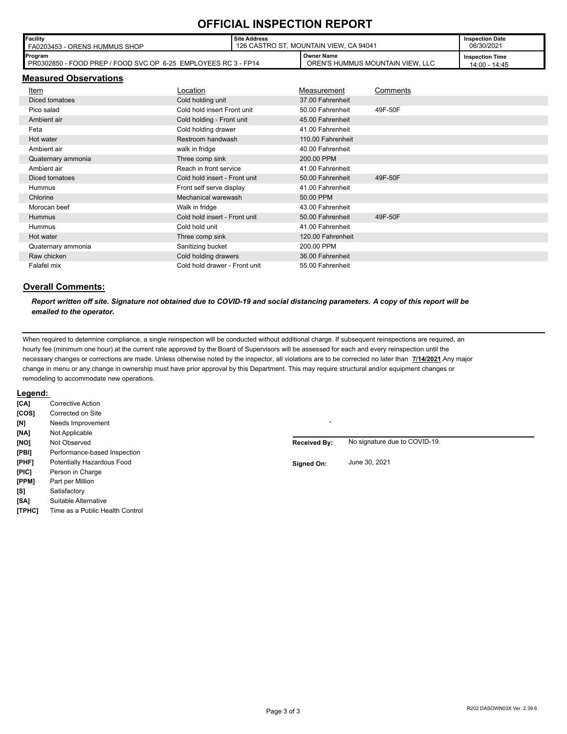# OFFICIAL INSPECTION REPORT

| Facility | Site Address | Inspection Date |
|---|---|---|
| FA0203453 - ORENS HUMMUS SHOP | 126 CASTRO ST, MOUNTAIN VIEW, CA 94041 | 06/30/2021 |

| Program | Owner Name | Inspection Time |
|---|---|---|
| PR0302850 - FOOD PREP / FOOD SVC OP 6-25 EMPLOYEES RC 3 - FP14 | OREN'S HUMMUS MOUNTAIN VIEW, LLC | 14:00 - 14:45 |

## Measured Observations

| Item | Location | Measurement | Comments |
|---|---|---|---|
| Diced tomatoes | Cold holding unit | 37.00 Fahrenheit | |
| Pico salad | Cold hold insert Front unit | 50.00 Fahrenheit | 49F-50F |
| Ambient air | Cold holding - Front unit | 45.00 Fahrenheit | |
| Feta | Cold holding drawer | 41.00 Fahrenheit | |
| Hot water | Restroom handwash | 110.00 Fahrenheit | |
| Ambient air | walk in fridge | 40.00 Fahrenheit | |
| Quaternary ammonia | Three comp sink | 200.00 PPM | |
| Ambient air | Reach in front service | 41.00 Fahrenheit | |
| Diced tomatoes | Cold hold insert - Front unit | 50.00 Fahrenheit | 49F-50F |
| Hummus | Front self serve display | 41.00 Fahrenheit | |
| Chlorine | Mechanical warewash | 50.00 PPM | |
| Morocan beef | Walk in fridge | 43.00 Fahrenheit | |
| Hummus | Cold hold insert - Front unit | 50.00 Fahrenheit | 49F-50F |
| Hummus | Cold hold unit | 41.00 Fahrenheit | |
| Hot water | Three comp sink | 120.00 Fahrenheit | |
| Quaternary ammonia | Sanitizing bucket | 200.00 PPM | |
| Raw chicken | Cold holding drawers | 36.00 Fahrenheit | |
| Falafel mix | Cold hold drawer - Front unit | 55.00 Fahrenheit | |

## Overall Comments:

***Report written off site. Signature not obtained due to COVID-19 and social distancing parameters. A copy of this report will be emailed to the operator.***

When required to determine compliance, a single reinspection will be conducted without additional charge. If subsequent reinspections are required, an hourly fee (minimum one hour) at the current rate approved by the Board of Supervisors will be assessed for each and every reinspection until the necessary changes or corrections are made. Unless otherwise noted by the inspector, all violations are to be corrected no later than **7/14/2021**.Any major change in menu or any change in ownership must have prior approval by this Department. This may require structural and/or equipment changes or remodeling to accommodate new operations.

## Legend:

| | |
|---|---|
| [CA] | Corrective Action |
| [COS] | Corrected on Site |
| [N] | Needs Improvement |
| [NA] | Not Applicable |
| [NO] | Not Observed |
| [PBI] | Performance-based Inspection |
| [PHF] | Potentially Hazardous Food |
| [PIC] | Person in Charge |
| [PPM] | Part per Million |
| [S] | Satisfactory |
| [SA] | Suitable Alternative |
| [TPHC] | Time as a Public Health Control |

**Received By:** No signature due to COVID-19.

**Signed On:** June 30, 2021

R202 DASOWN03X Ver. 2.39.6